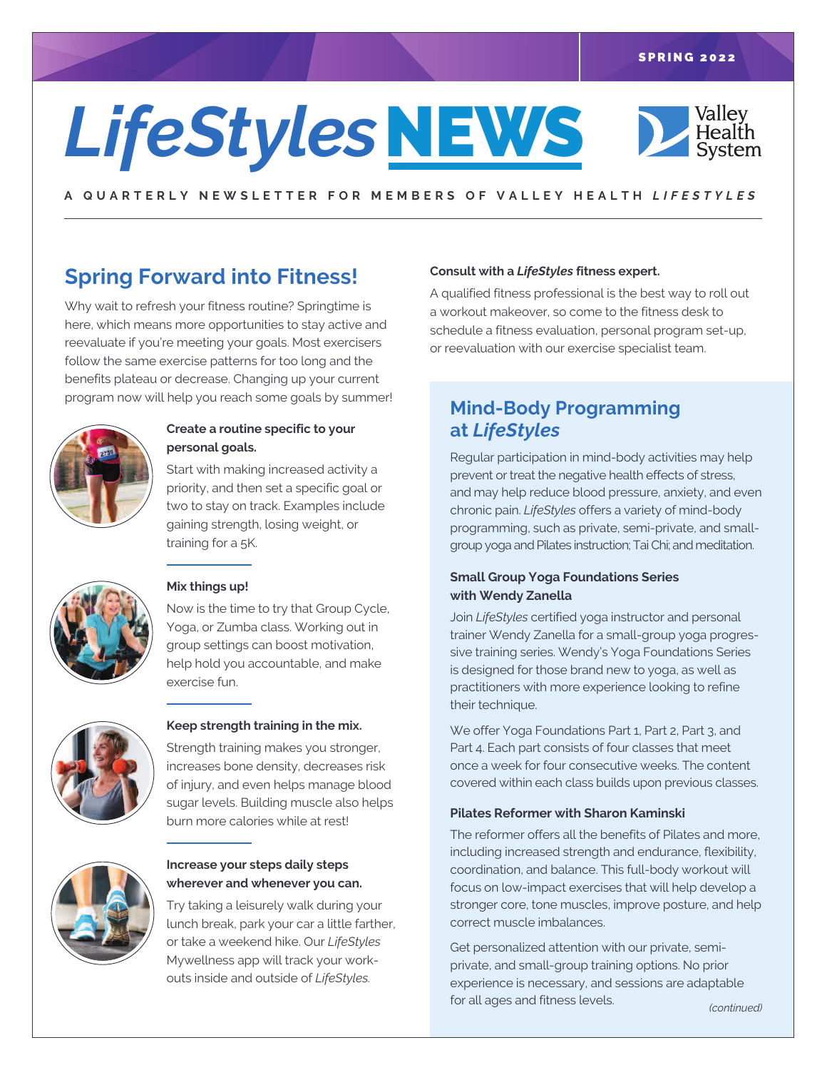SPRING 2022

# *LifeStyles* NEWS

Valley Health System

A QUARTERLY NEWSLETTER FOR MEMBERS OF VALLEY HEALTH *LIFESTYLES*

## Spring Forward into Fitness!

Why wait to refresh your fitness routine? Springtime is here, which means more opportunities to stay active and reevaluate if you're meeting your goals. Most exercisers follow the same exercise patterns for too long and the benefits plateau or decrease. Changing up your current program now will help you reach some goals by summer!

**Create a routine specific to your personal goals.**

Start with making increased activity a priority, and then set a specific goal or two to stay on track. Examples include gaining strength, losing weight, or training for a 5K.

**Mix things up!**

Now is the time to try that Group Cycle, Yoga, or Zumba class. Working out in group settings can boost motivation, help hold you accountable, and make exercise fun.

**Keep strength training in the mix.**

Strength training makes you stronger, increases bone density, decreases risk of injury, and even helps manage blood sugar levels. Building muscle also helps burn more calories while at rest!

**Increase your steps daily steps wherever and whenever you can.**

Try taking a leisurely walk during your lunch break, park your car a little farther, or take a weekend hike. Our *LifeStyles* Mywellness app will track your workouts inside and outside of *LifeStyles.*

**Consult with a *LifeStyles* fitness expert.**

A qualified fitness professional is the best way to roll out a workout makeover, so come to the fitness desk to schedule a fitness evaluation, personal program set-up, or reevaluation with our exercise specialist team.

## Mind-Body Programming at *LifeStyles*

Regular participation in mind-body activities may help prevent or treat the negative health effects of stress, and may help reduce blood pressure, anxiety, and even chronic pain. *LifeStyles* offers a variety of mind-body programming, such as private, semi-private, and small-group yoga and Pilates instruction; Tai Chi; and meditation.

**Small Group Yoga Foundations Series with Wendy Zanella**

Join *LifeStyles* certified yoga instructor and personal trainer Wendy Zanella for a small-group yoga progressive training series. Wendy's Yoga Foundations Series is designed for those brand new to yoga, as well as practitioners with more experience looking to refine their technique.

We offer Yoga Foundations Part 1, Part 2, Part 3, and Part 4. Each part consists of four classes that meet once a week for four consecutive weeks. The content covered within each class builds upon previous classes.

**Pilates Reformer with Sharon Kaminski**

The reformer offers all the benefits of Pilates and more, including increased strength and endurance, flexibility, coordination, and balance. This full-body workout will focus on low-impact exercises that will help develop a stronger core, tone muscles, improve posture, and help correct muscle imbalances.

Get personalized attention with our private, semi-private, and small-group training options. No prior experience is necessary, and sessions are adaptable for all ages and fitness levels.

*(continued)*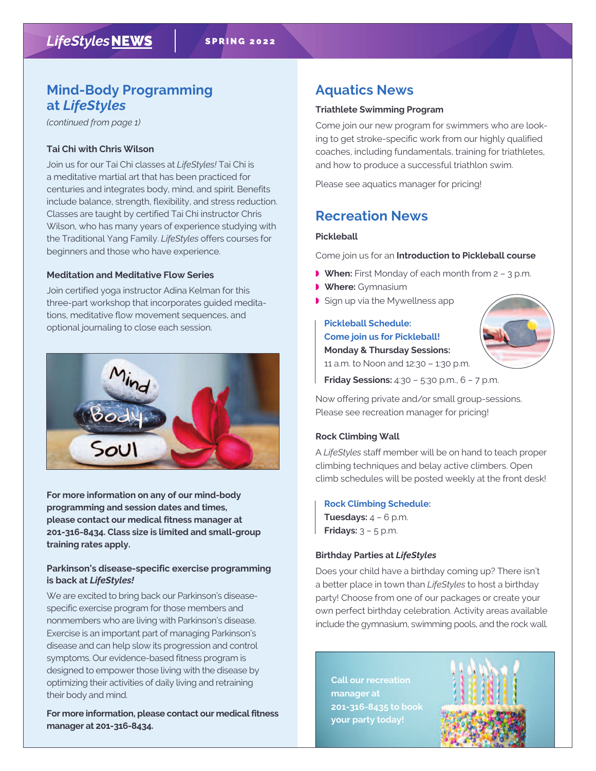## Mind-Body Programming at *LifeStyles*

*(continued from page 1)*

**Tai Chi with Chris Wilson**

Join us for our Tai Chi classes at *LifeStyles!* Tai Chi is a meditative martial art that has been practiced for centuries and integrates body, mind, and spirit. Benefits include balance, strength, flexibility, and stress reduction. Classes are taught by certified Tai Chi instructor Chris Wilson, who has many years of experience studying with the Traditional Yang Family. *LifeStyles* offers courses for beginners and those who have experience.

**Meditation and Meditative Flow Series**

Join certified yoga instructor Adina Kelman for this three-part workshop that incorporates guided meditations, meditative flow movement sequences, and optional journaling to close each session.

**For more information on any of our mind-body programming and session dates and times, please contact our medical fitness manager at 201-316-8434. Class size is limited and small-group training rates apply.**

**Parkinson's disease-specific exercise programming is back at *LifeStyles!***

We are excited to bring back our Parkinson's disease-specific exercise program for those members and nonmembers who are living with Parkinson's disease. Exercise is an important part of managing Parkinson's disease and can help slow its progression and control symptoms. Our evidence-based fitness program is designed to empower those living with the disease by optimizing their activities of daily living and retraining their body and mind.

**For more information, please contact our medical fitness manager at 201-316-8434.**

## Aquatics News

**Triathlete Swimming Program**

Come join our new program for swimmers who are looking to get stroke-specific work from our highly qualified coaches, including fundamentals, training for triathletes, and how to produce a successful triathlon swim.

Please see aquatics manager for pricing!

## Recreation News

**Pickleball**

Come join us for an **Introduction to Pickleball course**

- **When:** First Monday of each month from 2 – 3 p.m.
- **Where:** Gymnasium
- Sign up via the Mywellness app

**Pickleball Schedule:**
**Come join us for Pickleball!**
**Monday & Thursday Sessions:**
11 a.m. to Noon and 12:30 – 1:30 p.m.
**Friday Sessions:** 4:30 – 5:30 p.m., 6 – 7 p.m.

Now offering private and/or small group-sessions. Please see recreation manager for pricing!

**Rock Climbing Wall**

A *LifeStyles* staff member will be on hand to teach proper climbing techniques and belay active climbers. Open climb schedules will be posted weekly at the front desk!

**Rock Climbing Schedule:**
**Tuesdays:** 4 – 6 p.m.
**Fridays:** 3 – 5 p.m.

**Birthday Parties at *LifeStyles***

Does your child have a birthday coming up? There isn't a better place in town than *LifeStyles* to host a birthday party! Choose from one of our packages or create your own perfect birthday celebration. Activity areas available include the gymnasium, swimming pools, and the rock wall.

**Call our recreation manager at 201-316-8435 to book your party today!**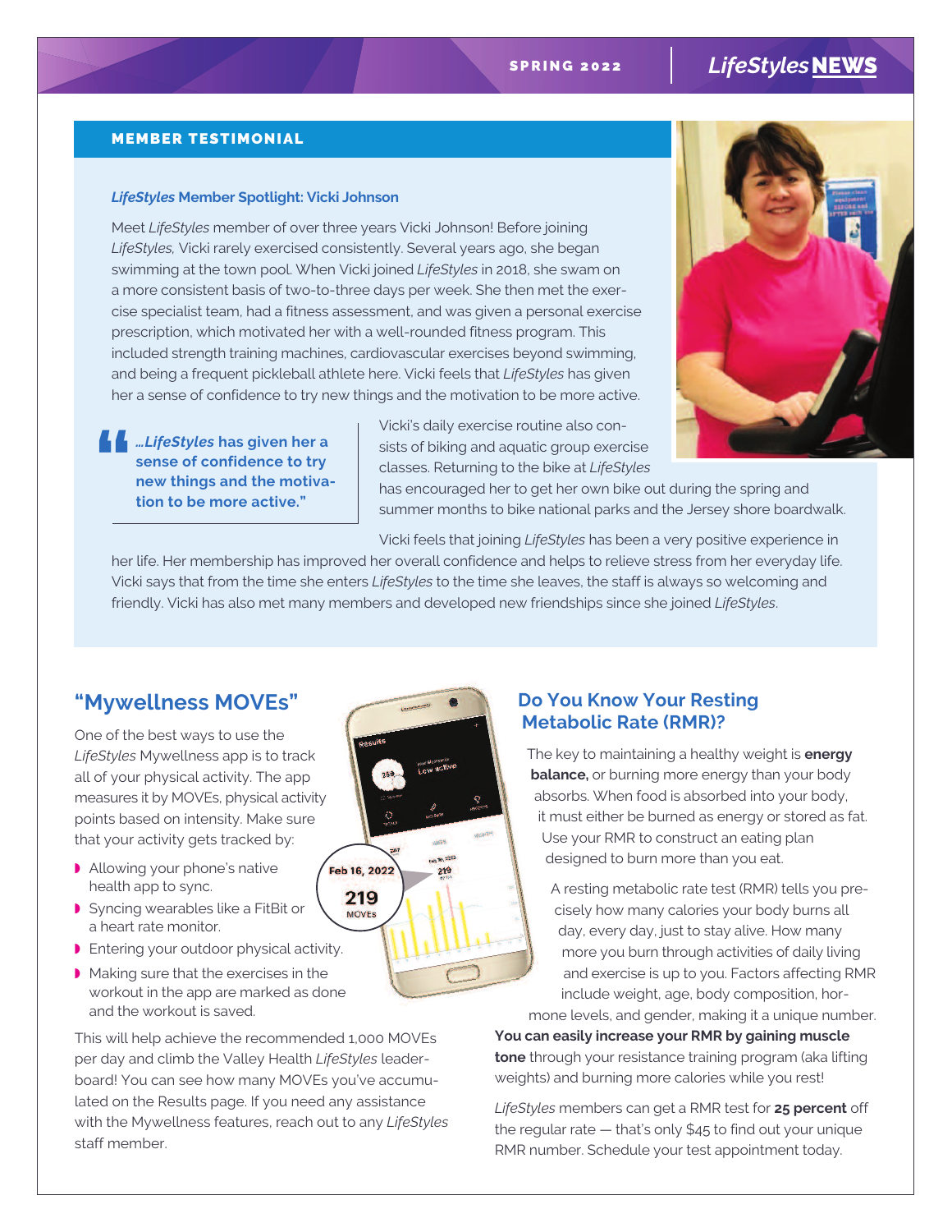## MEMBER TESTIMONIAL

### *LifeStyles* Member Spotlight: Vicki Johnson

Meet *LifeStyles* member of over three years Vicki Johnson! Before joining *LifeStyles,* Vicki rarely exercised consistently. Several years ago, she began swimming at the town pool. When Vicki joined *LifeStyles* in 2018, she swam on a more consistent basis of two-to-three days per week. She then met the exercise specialist team, had a fitness assessment, and was given a personal exercise prescription, which motivated her with a well-rounded fitness program. This included strength training machines, cardiovascular exercises beyond swimming, and being a frequent pickleball athlete here. Vicki feels that *LifeStyles* has given her a sense of confidence to try new things and the motivation to be more active.

> **"…*LifeStyles* has given her a sense of confidence to try new things and the motivation to be more active."**

Vicki's daily exercise routine also consists of biking and aquatic group exercise classes. Returning to the bike at *LifeStyles* has encouraged her to get her own bike out during the spring and summer months to bike national parks and the Jersey shore boardwalk.

Vicki feels that joining *LifeStyles* has been a very positive experience in her life. Her membership has improved her overall confidence and helps to relieve stress from her everyday life. Vicki says that from the time she enters *LifeStyles* to the time she leaves, the staff is always so welcoming and friendly. Vicki has also met many members and developed new friendships since she joined *LifeStyles*.

## "Mywellness MOVEs"

One of the best ways to use the *LifeStyles* Mywellness app is to track all of your physical activity. The app measures it by MOVEs, physical activity points based on intensity. Make sure that your activity gets tracked by:

- Allowing your phone's native health app to sync.
- Syncing wearables like a FitBit or a heart rate monitor.
- Entering your outdoor physical activity.
- Making sure that the exercises in the workout in the app are marked as done and the workout is saved.

Feb 16, 2022
219
MOVEs

This will help achieve the recommended 1,000 MOVEs per day and climb the Valley Health *LifeStyles* leaderboard! You can see how many MOVEs you've accumulated on the Results page. If you need any assistance with the Mywellness features, reach out to any *LifeStyles* staff member.

## Do You Know Your Resting Metabolic Rate (RMR)?

The key to maintaining a healthy weight is **energy balance,** or burning more energy than your body absorbs. When food is absorbed into your body, it must either be burned as energy or stored as fat. Use your RMR to construct an eating plan designed to burn more than you eat.

A resting metabolic rate test (RMR) tells you precisely how many calories your body burns all day, every day, just to stay alive. How many more you burn through activities of daily living and exercise is up to you. Factors affecting RMR include weight, age, body composition, hormone levels, and gender, making it a unique number. **You can easily increase your RMR by gaining muscle tone** through your resistance training program (aka lifting weights) and burning more calories while you rest!

*LifeStyles* members can get a RMR test for **25 percent** off the regular rate — that's only $45 to find out your unique RMR number. Schedule your test appointment today.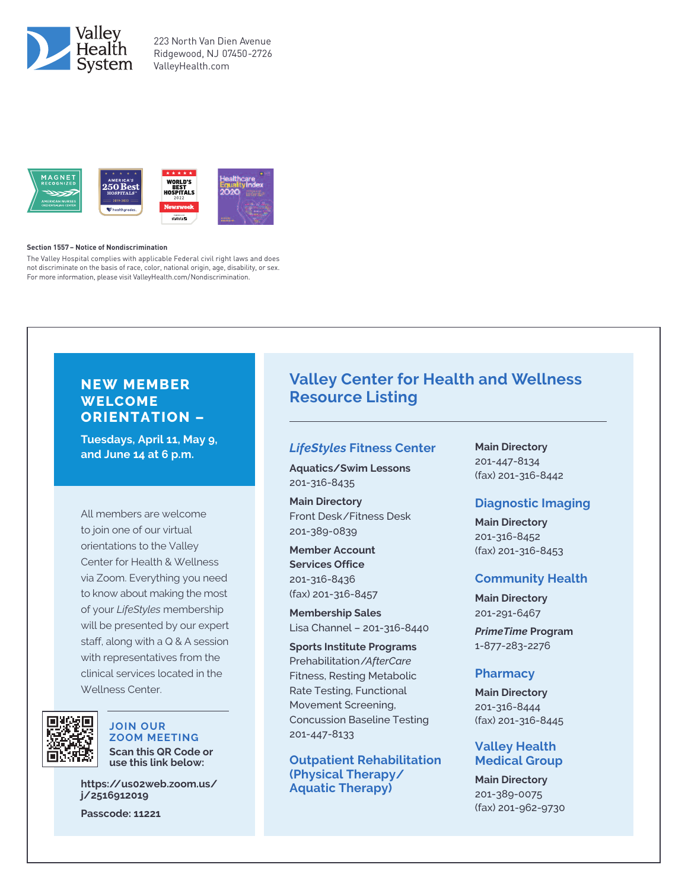Valley Health System

223 North Van Dien Avenue
Ridgewood, NJ 07450-2726
ValleyHealth.com

**Section 1557 – Notice of Nondiscrimination**

The Valley Hospital complies with applicable Federal civil right laws and does not discriminate on the basis of race, color, national origin, age, disability, or sex. For more information, please visit ValleyHealth.com/Nondiscrimination.

## NEW MEMBER WELCOME ORIENTATION –

**Tuesdays, April 11, May 9, and June 14 at 6 p.m.**

All members are welcome to join one of our virtual orientations to the Valley Center for Health & Wellness via Zoom. Everything you need to know about making the most of your *LifeStyles* membership will be presented by our expert staff, along with a Q & A session with representatives from the clinical services located in the Wellness Center.

### JOIN OUR ZOOM MEETING

**Scan this QR Code or use this link below:**

**https://us02web.zoom.us/j/2516912019**

**Passcode: 11221**

## Valley Center for Health and Wellness Resource Listing

### *LifeStyles* Fitness Center

**Aquatics/Swim Lessons**
201-316-8435

**Main Directory**
Front Desk/Fitness Desk
201-389-0839

**Member Account Services Office**
201-316-8436
(fax) 201-316-8457

**Membership Sales**
Lisa Channel – 201-316-8440

**Sports Institute Programs**
Prehabilitation/*AfterCare*
Fitness, Resting Metabolic Rate Testing, Functional Movement Screening, Concussion Baseline Testing
201-447-8133

### Outpatient Rehabilitation (Physical Therapy/ Aquatic Therapy)

**Main Directory**
201-447-8134
(fax) 201-316-8442

### Diagnostic Imaging

**Main Directory**
201-316-8452
(fax) 201-316-8453

### Community Health

**Main Directory**
201-291-6467

***PrimeTime* Program**
1-877-283-2276

### Pharmacy

**Main Directory**
201-316-8444
(fax) 201-316-8445

### Valley Health Medical Group

**Main Directory**
201-389-0075
(fax) 201-962-9730